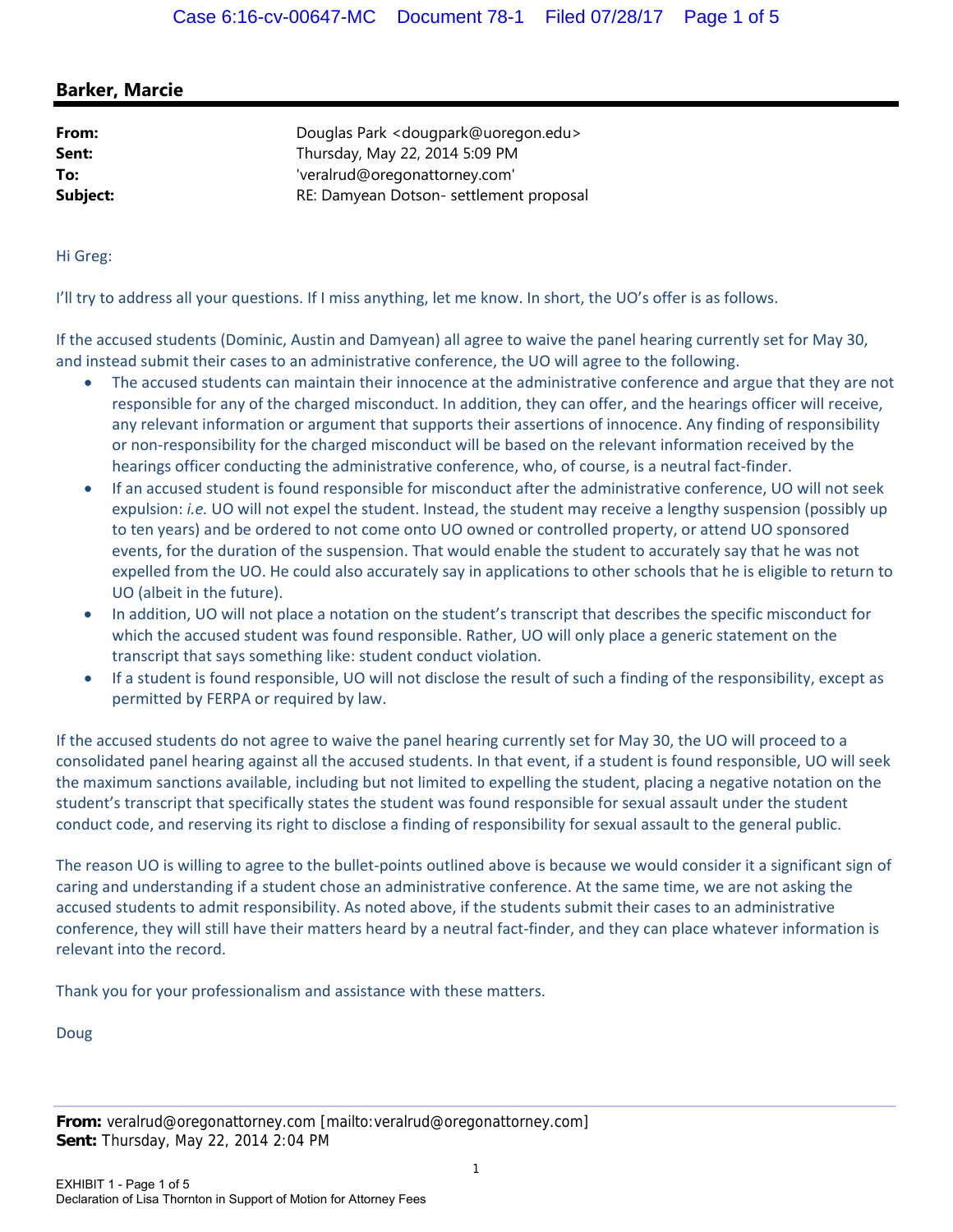## Barker, Marcie

| | |
|---|---|
| **From:** | Douglas Park <dougpark@uoregon.edu> |
| **Sent:** | Thursday, May 22, 2014 5:09 PM |
| **To:** | 'veralrud@oregonattorney.com' |
| **Subject:** | RE: Damyean Dotson- settlement proposal |

Hi Greg:

I'll try to address all your questions. If I miss anything, let me know. In short, the UO's offer is as follows.

If the accused students (Dominic, Austin and Damyean) all agree to waive the panel hearing currently set for May 30, and instead submit their cases to an administrative conference, the UO will agree to the following.

- The accused students can maintain their innocence at the administrative conference and argue that they are not responsible for any of the charged misconduct. In addition, they can offer, and the hearings officer will receive, any relevant information or argument that supports their assertions of innocence. Any finding of responsibility or non-responsibility for the charged misconduct will be based on the relevant information received by the hearings officer conducting the administrative conference, who, of course, is a neutral fact-finder.
- If an accused student is found responsible for misconduct after the administrative conference, UO will not seek expulsion: *i.e.* UO will not expel the student. Instead, the student may receive a lengthy suspension (possibly up to ten years) and be ordered to not come onto UO owned or controlled property, or attend UO sponsored events, for the duration of the suspension. That would enable the student to accurately say that he was not expelled from the UO. He could also accurately say in applications to other schools that he is eligible to return to UO (albeit in the future).
- In addition, UO will not place a notation on the student's transcript that describes the specific misconduct for which the accused student was found responsible. Rather, UO will only place a generic statement on the transcript that says something like: student conduct violation.
- If a student is found responsible, UO will not disclose the result of such a finding of the responsibility, except as permitted by FERPA or required by law.

If the accused students do not agree to waive the panel hearing currently set for May 30, the UO will proceed to a consolidated panel hearing against all the accused students. In that event, if a student is found responsible, UO will seek the maximum sanctions available, including but not limited to expelling the student, placing a negative notation on the student's transcript that specifically states the student was found responsible for sexual assault under the student conduct code, and reserving its right to disclose a finding of responsibility for sexual assault to the general public.

The reason UO is willing to agree to the bullet-points outlined above is because we would consider it a significant sign of caring and understanding if a student chose an administrative conference. At the same time, we are not asking the accused students to admit responsibility. As noted above, if the students submit their cases to an administrative conference, they will still have their matters heard by a neutral fact-finder, and they can place whatever information is relevant into the record.

Thank you for your professionalism and assistance with these matters.

Doug

---

**From:** veralrud@oregonattorney.com [mailto:veralrud@oregonattorney.com]
**Sent:** Thursday, May 22, 2014 2:04 PM

EXHIBIT 1 - Page 1 of 5
Declaration of Lisa Thornton in Support of Motion for Attorney Fees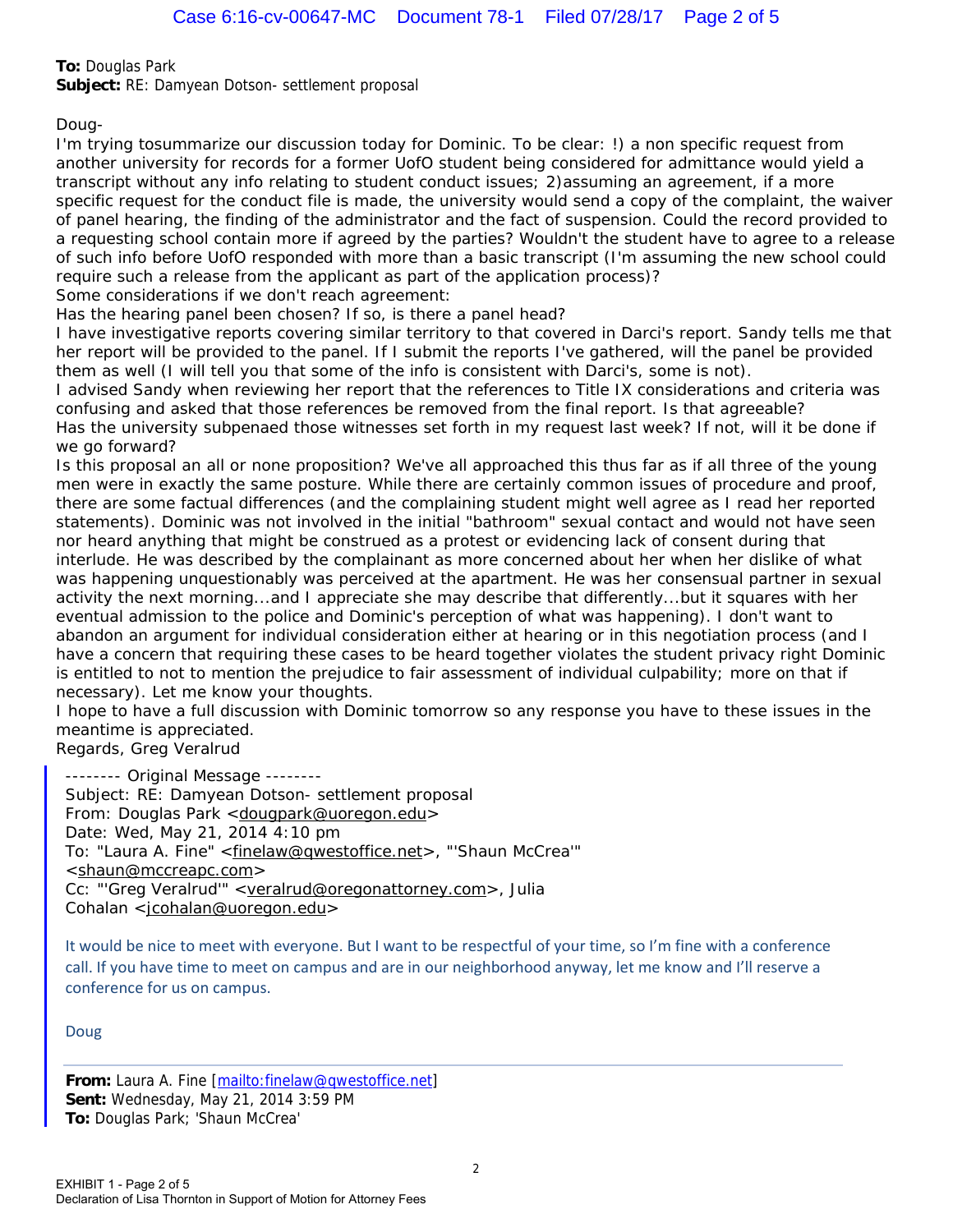**To:** Douglas Park
**Subject:** RE: Damyean Dotson- settlement proposal

Doug-

I'm trying tosummarize our discussion today for Dominic. To be clear: !) a non specific request from another university for records for a former UofO student being considered for admittance would yield a transcript without any info relating to student conduct issues; 2)assuming an agreement, if a more specific request for the conduct file is made, the university would send a copy of the complaint, the waiver of panel hearing, the finding of the administrator and the fact of suspension. Could the record provided to a requesting school contain more if agreed by the parties? Wouldn't the student have to agree to a release of such info before UofO responded with more than a basic transcript (I'm assuming the new school could require such a release from the applicant as part of the application process)?

Some considerations if we don't reach agreement:

Has the hearing panel been chosen? If so, is there a panel head?

I have investigative reports covering similar territory to that covered in Darci's report. Sandy tells me that her report will be provided to the panel. If I submit the reports I've gathered, will the panel be provided them as well (I will tell you that some of the info is consistent with Darci's, some is not).

I advised Sandy when reviewing her report that the references to Title IX considerations and criteria was confusing and asked that those references be removed from the final report. Is that agreeable?

Has the university subpenaed those witnesses set forth in my request last week? If not, will it be done if we go forward?

Is this proposal an all or none proposition? We've all approached this thus far as if all three of the young men were in exactly the same posture. While there are certainly common issues of procedure and proof, there are some factual differences (and the complaining student might well agree as I read her reported statements). Dominic was not involved in the initial "bathroom" sexual contact and would not have seen nor heard anything that might be construed as a protest or evidencing lack of consent during that interlude. He was described by the complainant as more concerned about her when her dislike of what was happening unquestionably was perceived at the apartment. He was her consensual partner in sexual activity the next morning...and I appreciate she may describe that differently...but it squares with her eventual admission to the police and Dominic's perception of what was happening). I don't want to abandon an argument for individual consideration either at hearing or in this negotiation process (and I have a concern that requiring these cases to be heard together violates the student privacy right Dominic is entitled to not to mention the prejudice to fair assessment of individual culpability; more on that if necessary). Let me know your thoughts.

I hope to have a full discussion with Dominic tomorrow so any response you have to these issues in the meantime is appreciated.

Regards, Greg Veralrud

> -------- Original Message --------
> Subject: RE: Damyean Dotson- settlement proposal
> From: Douglas Park <dougpark@uoregon.edu>
> Date: Wed, May 21, 2014 4:10 pm
> To: "Laura A. Fine" <finelaw@qwestoffice.net>, "'Shaun McCrea'" <shaun@mccreapc.com>
> Cc: "'Greg Veralrud'" <veralrud@oregonattorney.com>, Julia Cohalan <jcohalan@uoregon.edu>
>
> It would be nice to meet with everyone. But I want to be respectful of your time, so I'm fine with a conference call. If you have time to meet on campus and are in our neighborhood anyway, let me know and I'll reserve a conference for us on campus.
>
> Doug
>
> **From:** Laura A. Fine [mailto:finelaw@qwestoffice.net]
> **Sent:** Wednesday, May 21, 2014 3:59 PM
> **To:** Douglas Park; 'Shaun McCrea'

EXHIBIT 1 - Page 2 of 5
Declaration of Lisa Thornton in Support of Motion for Attorney Fees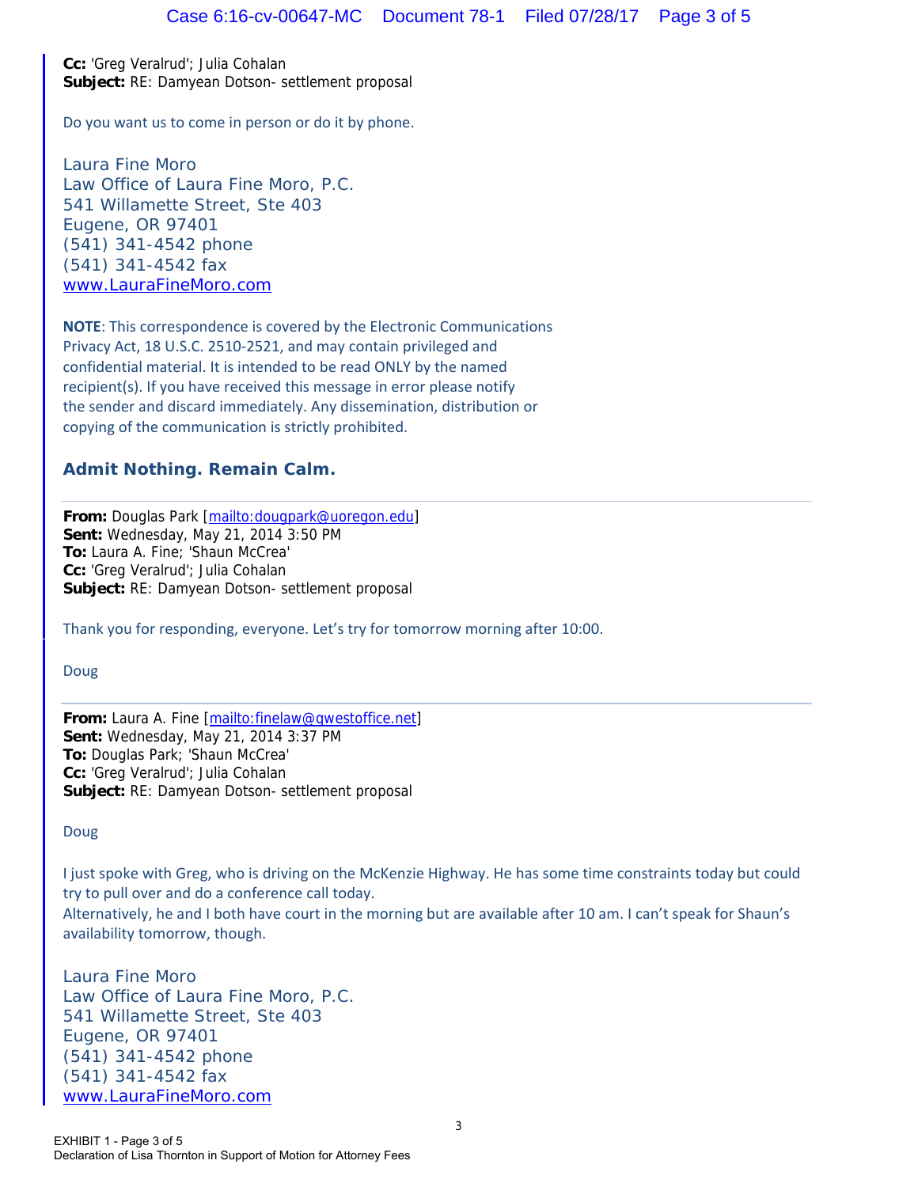**Cc:** 'Greg Veralrud'; Julia Cohalan
**Subject:** RE: Damyean Dotson- settlement proposal

Do you want us to come in person or do it by phone.

Laura Fine Moro
Law Office of Laura Fine Moro, P.C.
541 Willamette Street, Ste 403
Eugene, OR 97401
(541) 341-4542 phone
(541) 341-4542 fax
www.LauraFineMoro.com

**NOTE**: This correspondence is covered by the Electronic Communications Privacy Act, 18 U.S.C. 2510-2521, and may contain privileged and confidential material. It is intended to be read ONLY by the named recipient(s). If you have received this message in error please notify the sender and discard immediately. Any dissemination, distribution or copying of the communication is strictly prohibited.

**Admit Nothing. Remain Calm.**

---

**From:** Douglas Park [mailto:dougpark@uoregon.edu]
**Sent:** Wednesday, May 21, 2014 3:50 PM
**To:** Laura A. Fine; 'Shaun McCrea'
**Cc:** 'Greg Veralrud'; Julia Cohalan
**Subject:** RE: Damyean Dotson- settlement proposal

Thank you for responding, everyone. Let's try for tomorrow morning after 10:00.

Doug

---

**From:** Laura A. Fine [mailto:finelaw@qwestoffice.net]
**Sent:** Wednesday, May 21, 2014 3:37 PM
**To:** Douglas Park; 'Shaun McCrea'
**Cc:** 'Greg Veralrud'; Julia Cohalan
**Subject:** RE: Damyean Dotson- settlement proposal

Doug

I just spoke with Greg, who is driving on the McKenzie Highway. He has some time constraints today but could try to pull over and do a conference call today.
Alternatively, he and I both have court in the morning but are available after 10 am. I can't speak for Shaun's availability tomorrow, though.

Laura Fine Moro
Law Office of Laura Fine Moro, P.C.
541 Willamette Street, Ste 403
Eugene, OR 97401
(541) 341-4542 phone
(541) 341-4542 fax
www.LauraFineMoro.com

EXHIBIT 1 - Page 3 of 5
Declaration of Lisa Thornton in Support of Motion for Attorney Fees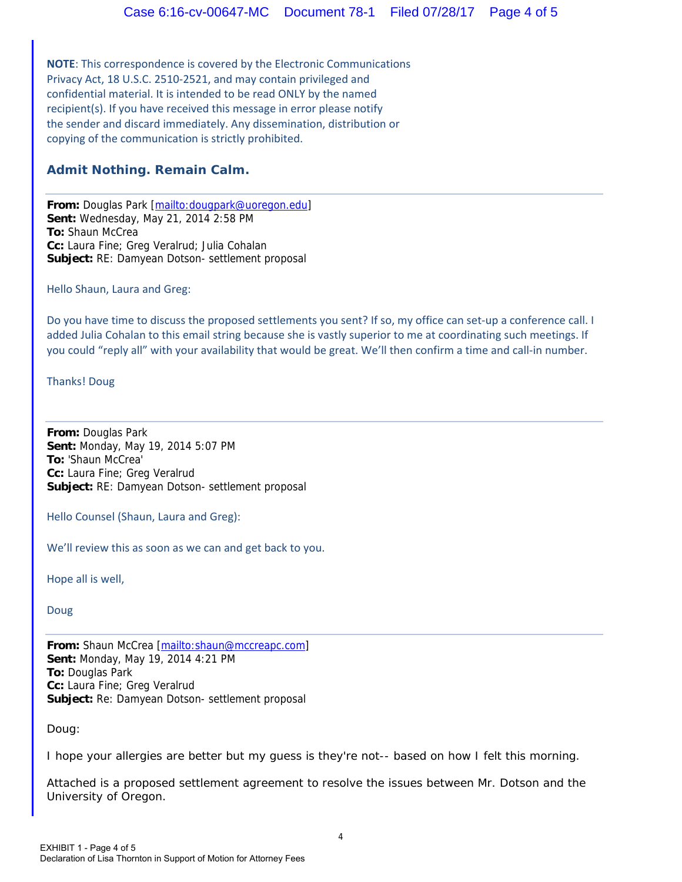**NOTE**: This correspondence is covered by the Electronic Communications Privacy Act, 18 U.S.C. 2510-2521, and may contain privileged and confidential material. It is intended to be read ONLY by the named recipient(s). If you have received this message in error please notify the sender and discard immediately. Any dissemination, distribution or copying of the communication is strictly prohibited.

**Admit Nothing. Remain Calm.**

---

**From:** Douglas Park [mailto:dougpark@uoregon.edu]
**Sent:** Wednesday, May 21, 2014 2:58 PM
**To:** Shaun McCrea
**Cc:** Laura Fine; Greg Veralrud; Julia Cohalan
**Subject:** RE: Damyean Dotson- settlement proposal

Hello Shaun, Laura and Greg:

Do you have time to discuss the proposed settlements you sent? If so, my office can set-up a conference call. I added Julia Cohalan to this email string because she is vastly superior to me at coordinating such meetings. If you could "reply all" with your availability that would be great. We'll then confirm a time and call-in number.

Thanks! Doug

---

**From:** Douglas Park
**Sent:** Monday, May 19, 2014 5:07 PM
**To:** 'Shaun McCrea'
**Cc:** Laura Fine; Greg Veralrud
**Subject:** RE: Damyean Dotson- settlement proposal

Hello Counsel (Shaun, Laura and Greg):

We'll review this as soon as we can and get back to you.

Hope all is well,

Doug

---

**From:** Shaun McCrea [mailto:shaun@mccreapc.com]
**Sent:** Monday, May 19, 2014 4:21 PM
**To:** Douglas Park
**Cc:** Laura Fine; Greg Veralrud
**Subject:** Re: Damyean Dotson- settlement proposal

Doug:

I hope your allergies are better but my guess is they're not-- based on how I felt this morning.

Attached is a proposed settlement agreement to resolve the issues between Mr. Dotson and the University of Oregon.

EXHIBIT 1 - Page 4 of 5
Declaration of Lisa Thornton in Support of Motion for Attorney Fees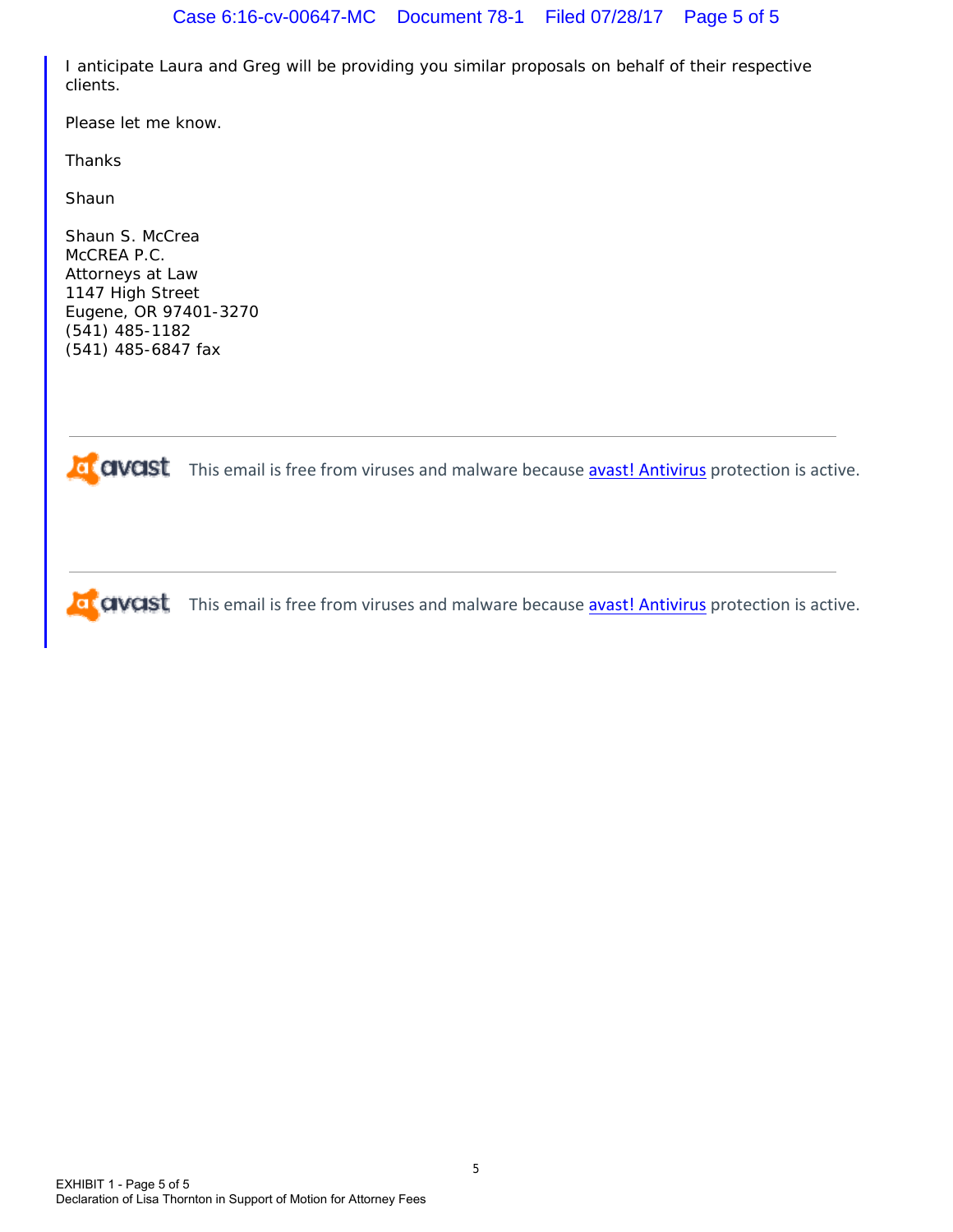I anticipate Laura and Greg will be providing you similar proposals on behalf of their respective clients.

Please let me know.

Thanks

Shaun

Shaun S. McCrea
McCREA P.C.
Attorneys at Law
1147 High Street
Eugene, OR 97401-3270
(541) 485-1182
(541) 485-6847 fax

---

avast This email is free from viruses and malware because avast! Antivirus protection is active.

---

avast This email is free from viruses and malware because avast! Antivirus protection is active.

EXHIBIT 1 - Page 5 of 5
Declaration of Lisa Thornton in Support of Motion for Attorney Fees